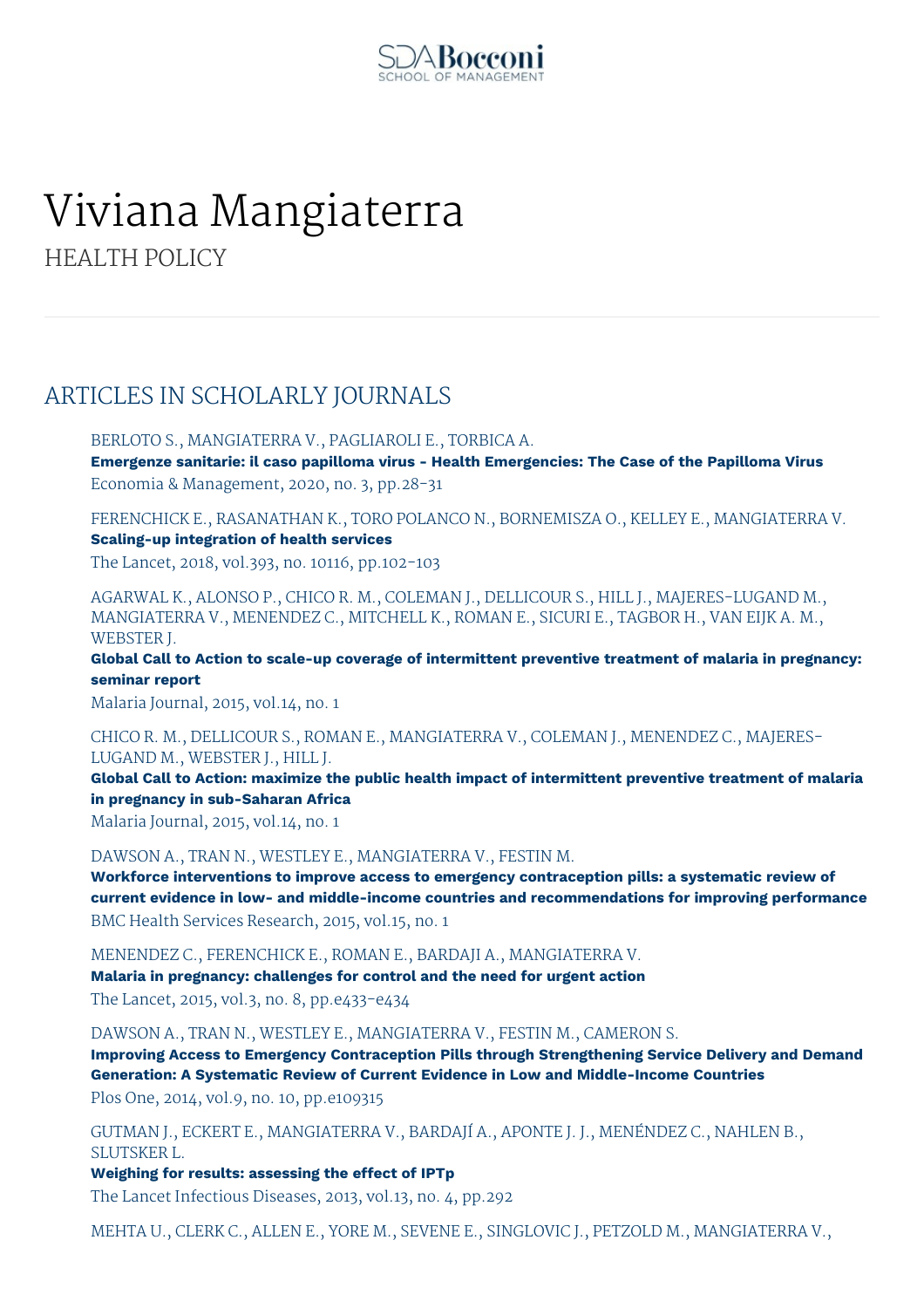# Viviana Mangiaterra

HEALTH POLICY

## ARTICLES IN SCHOLARLY JOURNALS

BERLOTO S., MANGIATERRA V., PAGLIAROLI E., TORBICA A.
**Emergenze sanitarie: il caso papilloma virus - Health Emergencies: The Case of the Papilloma Virus**
Economia & Management, 2020, no. 3, pp.28-31

FERENCHICK E., RASANATHAN K., TORO POLANCO N., BORNEMISZA O., KELLEY E., MANGIATERRA V.
**Scaling-up integration of health services**
The Lancet, 2018, vol.393, no. 10116, pp.102-103

AGARWAL K., ALONSO P., CHICO R. M., COLEMAN J., DELLICOUR S., HILL J., MAJERES-LUGAND M., MANGIATERRA V., MENENDEZ C., MITCHELL K., ROMAN E., SICURI E., TAGBOR H., VAN EIJK A. M., WEBSTER J.
**Global Call to Action to scale-up coverage of intermittent preventive treatment of malaria in pregnancy: seminar report**
Malaria Journal, 2015, vol.14, no. 1

CHICO R. M., DELLICOUR S., ROMAN E., MANGIATERRA V., COLEMAN J., MENENDEZ C., MAJERES-LUGAND M., WEBSTER J., HILL J.
**Global Call to Action: maximize the public health impact of intermittent preventive treatment of malaria in pregnancy in sub-Saharan Africa**
Malaria Journal, 2015, vol.14, no. 1

DAWSON A., TRAN N., WESTLEY E., MANGIATERRA V., FESTIN M.
**Workforce interventions to improve access to emergency contraception pills: a systematic review of current evidence in low- and middle-income countries and recommendations for improving performance**
BMC Health Services Research, 2015, vol.15, no. 1

MENENDEZ C., FERENCHICK E., ROMAN E., BARDAJI A., MANGIATERRA V.
**Malaria in pregnancy: challenges for control and the need for urgent action**
The Lancet, 2015, vol.3, no. 8, pp.e433-e434

DAWSON A., TRAN N., WESTLEY E., MANGIATERRA V., FESTIN M., CAMERON S.
**Improving Access to Emergency Contraception Pills through Strengthening Service Delivery and Demand Generation: A Systematic Review of Current Evidence in Low and Middle-Income Countries**
Plos One, 2014, vol.9, no. 10, pp.e109315

GUTMAN J., ECKERT E., MANGIATERRA V., BARDAJÍ A., APONTE J. J., MENÉNDEZ C., NAHLEN B., SLUTSKER L.
**Weighing for results: assessing the effect of IPTp**
The Lancet Infectious Diseases, 2013, vol.13, no. 4, pp.292

MEHTA U., CLERK C., ALLEN E., YORE M., SEVENE E., SINGLOVIC J., PETZOLD M., MANGIATERRA V.,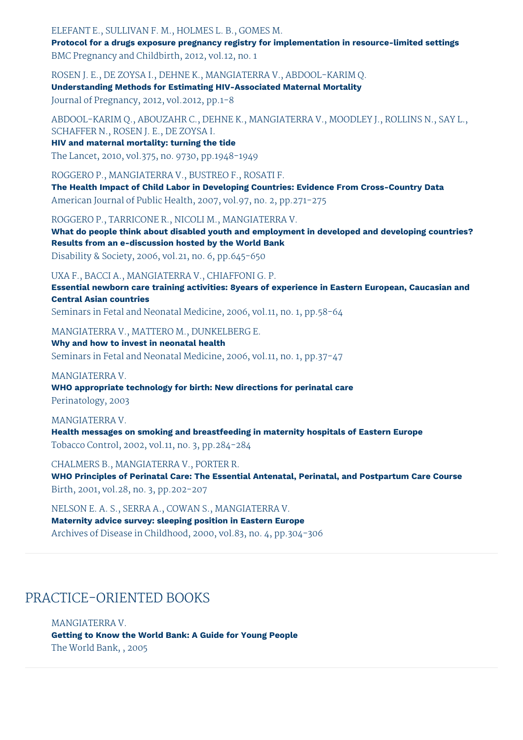ELEFANT E., SULLIVAN F. M., HOLMES L. B., GOMES M.
**Protocol for a drugs exposure pregnancy registry for implementation in resource-limited settings**
BMC Pregnancy and Childbirth, 2012, vol.12, no. 1

ROSEN J. E., DE ZOYSA I., DEHNE K., MANGIATERRA V., ABDOOL-KARIM Q.
**Understanding Methods for Estimating HIV-Associated Maternal Mortality**
Journal of Pregnancy, 2012, vol.2012, pp.1-8

ABDOOL-KARIM Q., ABOUZAHR C., DEHNE K., MANGIATERRA V., MOODLEY J., ROLLINS N., SAY L., SCHAFFER N., ROSEN J. E., DE ZOYSA I.
**HIV and maternal mortality: turning the tide**
The Lancet, 2010, vol.375, no. 9730, pp.1948-1949

ROGGERO P., MANGIATERRA V., BUSTREO F., ROSATI F.
**The Health Impact of Child Labor in Developing Countries: Evidence From Cross-Country Data**
American Journal of Public Health, 2007, vol.97, no. 2, pp.271-275

ROGGERO P., TARRICONE R., NICOLI M., MANGIATERRA V.
**What do people think about disabled youth and employment in developed and developing countries? Results from an e-discussion hosted by the World Bank**
Disability & Society, 2006, vol.21, no. 6, pp.645-650

UXA F., BACCI A., MANGIATERRA V., CHIAFFONI G. P.
**Essential newborn care training activities: 8years of experience in Eastern European, Caucasian and Central Asian countries**
Seminars in Fetal and Neonatal Medicine, 2006, vol.11, no. 1, pp.58-64

MANGIATERRA V., MATTERO M., DUNKELBERG E.
**Why and how to invest in neonatal health**
Seminars in Fetal and Neonatal Medicine, 2006, vol.11, no. 1, pp.37-47

MANGIATERRA V.
**WHO appropriate technology for birth: New directions for perinatal care**
Perinatology, 2003

MANGIATERRA V.
**Health messages on smoking and breastfeeding in maternity hospitals of Eastern Europe**
Tobacco Control, 2002, vol.11, no. 3, pp.284-284

CHALMERS B., MANGIATERRA V., PORTER R.
**WHO Principles of Perinatal Care: The Essential Antenatal, Perinatal, and Postpartum Care Course**
Birth, 2001, vol.28, no. 3, pp.202-207

NELSON E. A. S., SERRA A., COWAN S., MANGIATERRA V.
**Maternity advice survey: sleeping position in Eastern Europe**
Archives of Disease in Childhood, 2000, vol.83, no. 4, pp.304-306

## PRACTICE-ORIENTED BOOKS

MANGIATERRA V.
**Getting to Know the World Bank: A Guide for Young People**
The World Bank, , 2005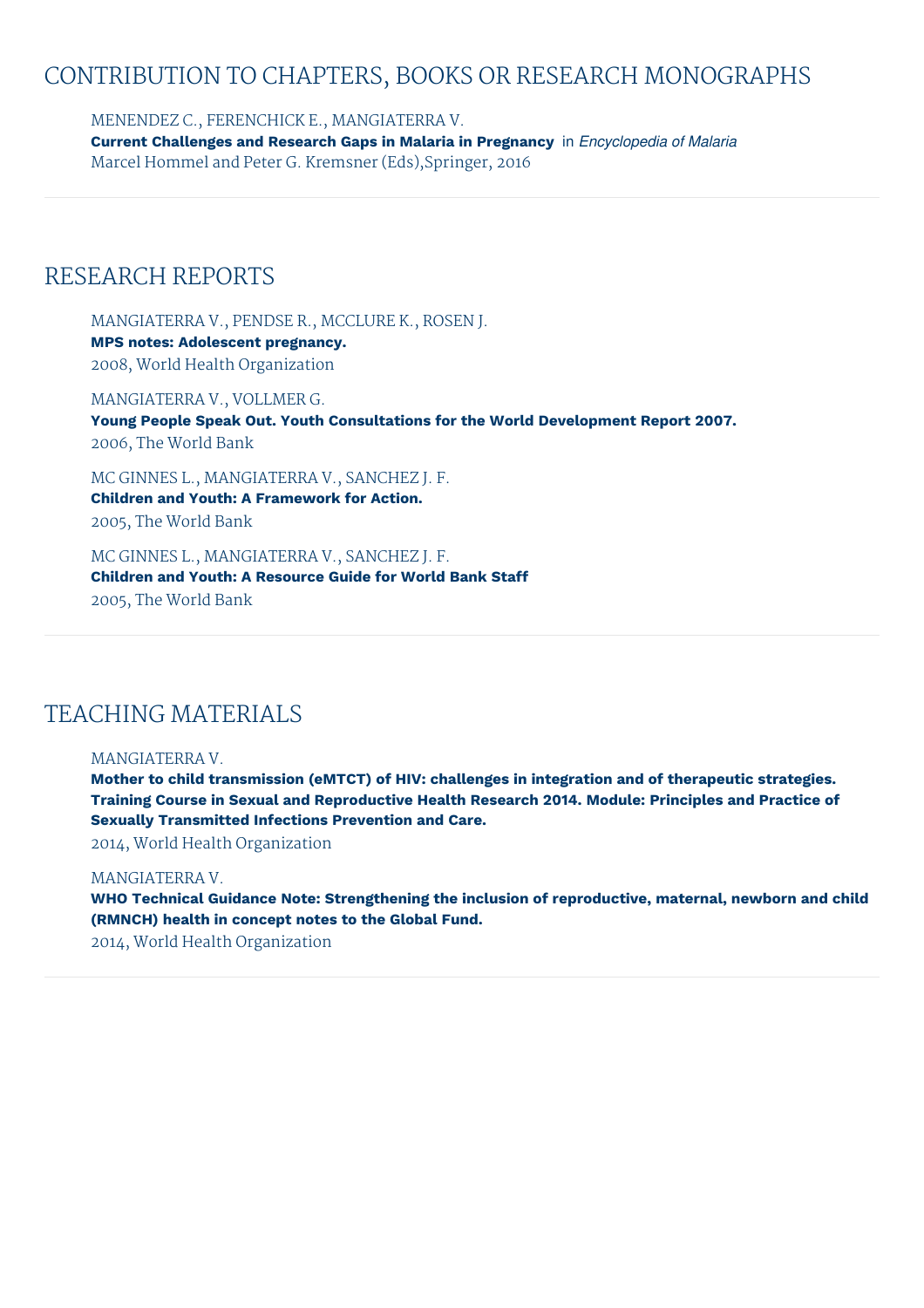## CONTRIBUTION TO CHAPTERS, BOOKS OR RESEARCH MONOGRAPHS

MENENDEZ C., FERENCHICK E., MANGIATERRA V.
**Current Challenges and Research Gaps in Malaria in Pregnancy** in *Encyclopedia of Malaria*
Marcel Hommel and Peter G. Kremsner (Eds),Springer, 2016

## RESEARCH REPORTS

MANGIATERRA V., PENDSE R., MCCLURE K., ROSEN J.
**MPS notes: Adolescent pregnancy.**
2008, World Health Organization

MANGIATERRA V., VOLLMER G.
**Young People Speak Out. Youth Consultations for the World Development Report 2007.**
2006, The World Bank

MC GINNES L., MANGIATERRA V., SANCHEZ J. F.
**Children and Youth: A Framework for Action.**
2005, The World Bank

MC GINNES L., MANGIATERRA V., SANCHEZ J. F.
**Children and Youth: A Resource Guide for World Bank Staff**
2005, The World Bank

## TEACHING MATERIALS

MANGIATERRA V.
**Mother to child transmission (eMTCT) of HIV: challenges in integration and of therapeutic strategies. Training Course in Sexual and Reproductive Health Research 2014. Module: Principles and Practice of Sexually Transmitted Infections Prevention and Care.**
2014, World Health Organization

MANGIATERRA V.
**WHO Technical Guidance Note: Strengthening the inclusion of reproductive, maternal, newborn and child (RMNCH) health in concept notes to the Global Fund.**
2014, World Health Organization